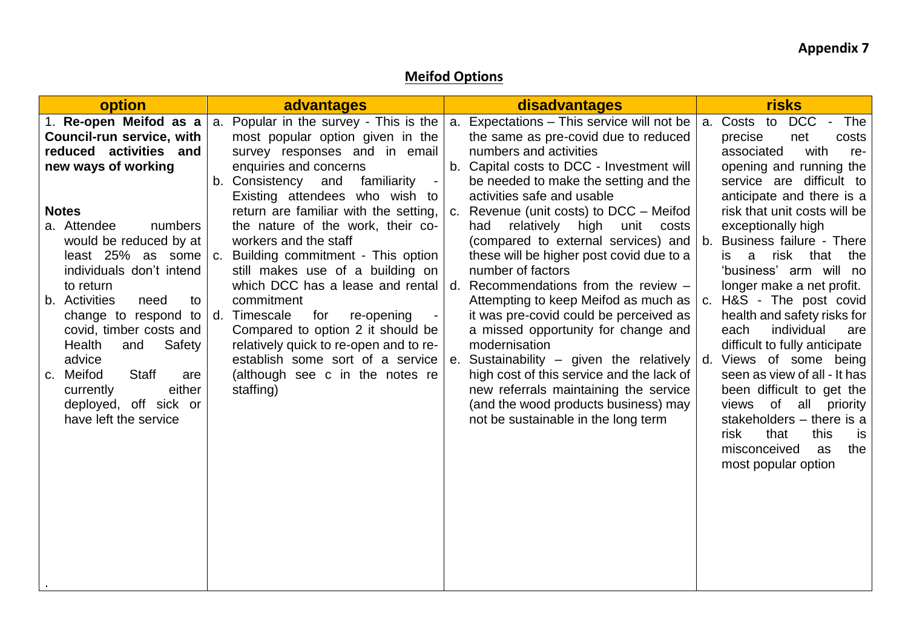**Appendix 7**

## Meifod Options

| option | advantages | disadvantages | risks |
|---|---|---|---|
| 1. **Re-open Meifod as a Council-run service, with reduced activities and new ways of working**<br><br>**Notes**<br>a. Attendee numbers would be reduced by at least 25% as some individuals don't intend to return<br>b. Activities need to change to respond to covid, timber costs and Health and Safety advice<br>c. Meifod Staff are currently either deployed, off sick or have left the service<br><br>. | a. Popular in the survey - This is the most popular option given in the survey responses and in email enquiries and concerns<br>b. Consistency and familiarity - Existing attendees who wish to return are familiar with the setting, the nature of the work, their co-workers and the staff<br>c. Building commitment - This option still makes use of a building on which DCC has a lease and rental commitment<br>d. Timescale for re-opening - Compared to option 2 it should be relatively quick to re-open and to re-establish some sort of a service (although see c in the notes re staffing) | a. Expectations – This service will not be the same as pre-covid due to reduced numbers and activities<br>b. Capital costs to DCC - Investment will be needed to make the setting and the activities safe and usable<br>c. Revenue (unit costs) to DCC – Meifod had relatively high unit costs (compared to external services) and these will be higher post covid due to a number of factors<br>d. Recommendations from the review – Attempting to keep Meifod as much as it was pre-covid could be perceived as a missed opportunity for change and modernisation<br>e. Sustainability – given the relatively high cost of this service and the lack of new referrals maintaining the service (and the wood products business) may not be sustainable in the long term | a. Costs to DCC - The precise net costs associated with re-opening and running the service are difficult to anticipate and there is a risk that unit costs will be exceptionally high<br>b. Business failure - There is a risk that the 'business' arm will no longer make a net profit.<br>c. H&S - The post covid health and safety risks for each individual are difficult to fully anticipate<br>d. Views of some being seen as view of all - It has been difficult to get the views of all priority stakeholders – there is a risk that this is misconceived as the most popular option |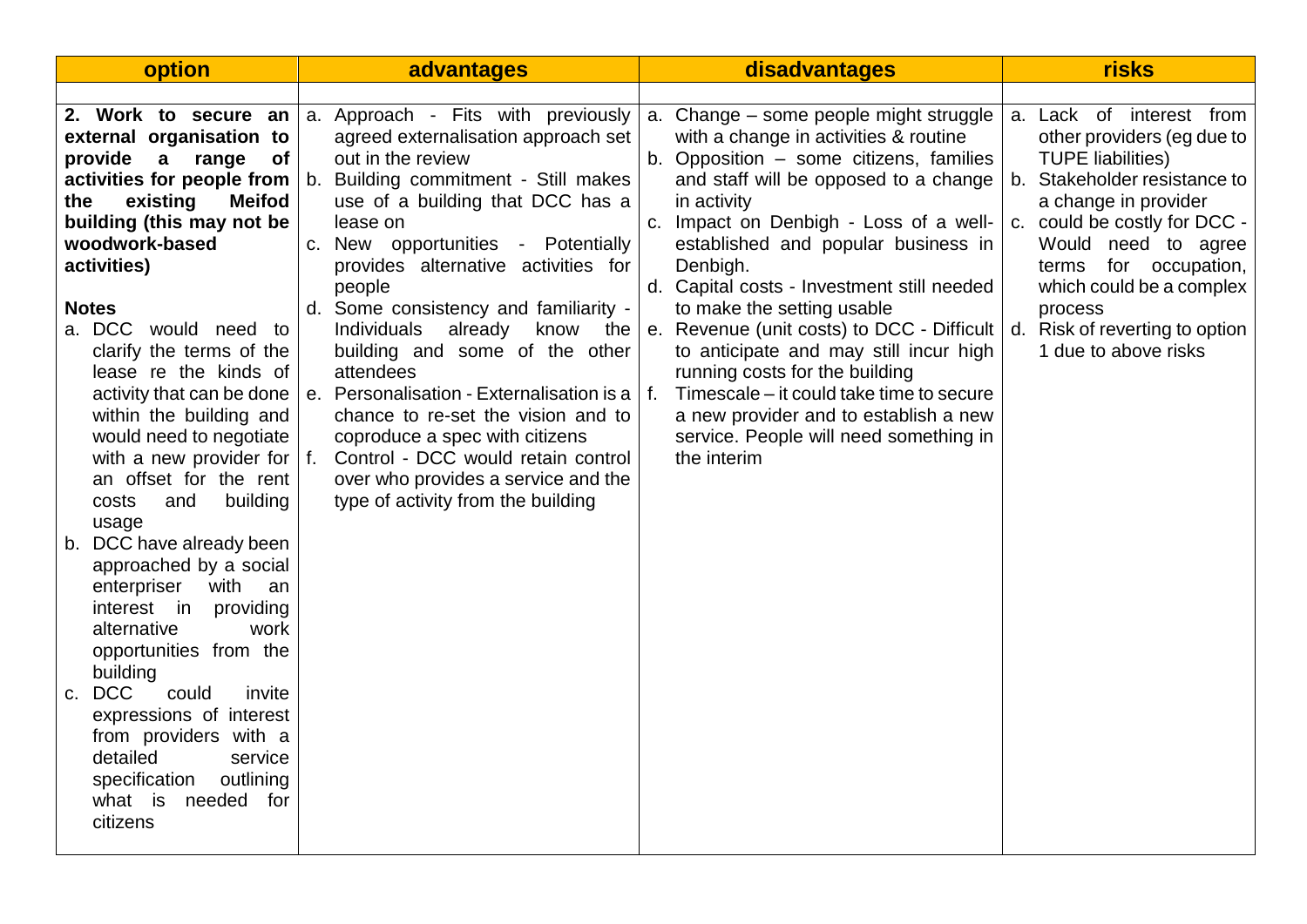| option | advantages | disadvantages | risks |
|---|---|---|---|
| | | | |
| **2. Work to secure an external organisation to provide a range of activities for people from the existing Meifod building (this may not be woodwork-based activities)**<br><br>**Notes**<br>a. DCC would need to clarify the terms of the lease re the kinds of activity that can be done within the building and would need to negotiate with a new provider for an offset for the rent costs and building usage<br>b. DCC have already been approached by a social enterpriser with an interest in providing alternative work opportunities from the building<br>c. DCC could invite expressions of interest from providers with a detailed service specification outlining what is needed for citizens | a. Approach - Fits with previously agreed externalisation approach set out in the review<br>b. Building commitment - Still makes use of a building that DCC has a lease on<br>c. New opportunities - Potentially provides alternative activities for people<br>d. Some consistency and familiarity - Individuals already know the building and some of the other attendees<br>e. Personalisation - Externalisation is a chance to re-set the vision and to coproduce a spec with citizens<br>f. Control - DCC would retain control over who provides a service and the type of activity from the building | a. Change – some people might struggle with a change in activities & routine<br>b. Opposition – some citizens, families and staff will be opposed to a change in activity<br>c. Impact on Denbigh - Loss of a well-established and popular business in Denbigh.<br>d. Capital costs - Investment still needed to make the setting usable<br>e. Revenue (unit costs) to DCC - Difficult to anticipate and may still incur high running costs for the building<br>f. Timescale – it could take time to secure a new provider and to establish a new service. People will need something in the interim | a. Lack of interest from other providers (eg due to TUPE liabilities)<br>b. Stakeholder resistance to a change in provider<br>c. could be costly for DCC - Would need to agree terms for occupation, which could be a complex process<br>d. Risk of reverting to option 1 due to above risks |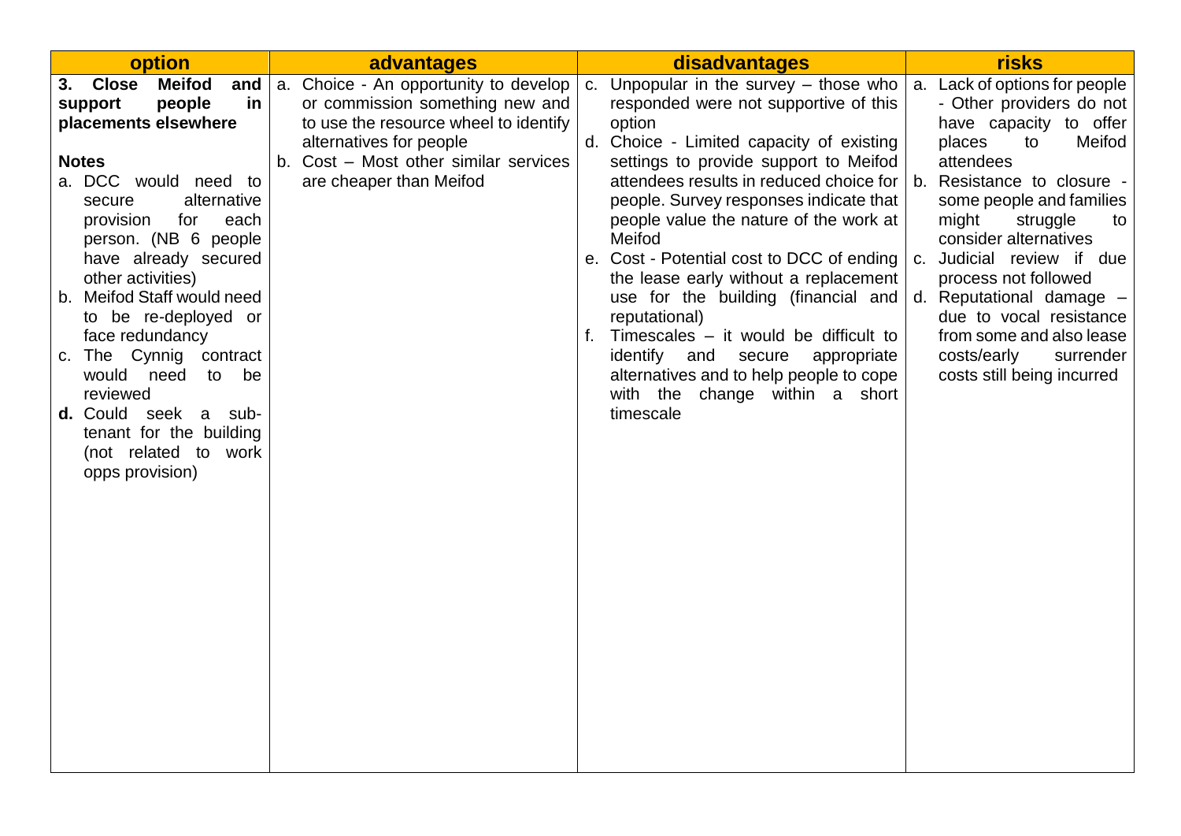| option | advantages | disadvantages | risks |
|---|---|---|---|
| **3. Close Meifod and support people in placements elsewhere**<br><br>**Notes**<br>a. DCC would need to secure alternative provision for each person. (NB 6 people have already secured other activities)<br>b. Meifod Staff would need to be re-deployed or face redundancy<br>c. The Cynnig contract would need to be reviewed<br>**d.** Could seek a sub-tenant for the building (not related to work opps provision) | a. Choice - An opportunity to develop or commission something new and to use the resource wheel to identify alternatives for people<br>b. Cost – Most other similar services are cheaper than Meifod | c. Unpopular in the survey – those who responded were not supportive of this option<br>d. Choice - Limited capacity of existing settings to provide support to Meifod attendees results in reduced choice for people. Survey responses indicate that people value the nature of the work at Meifod<br>e. Cost - Potential cost to DCC of ending the lease early without a replacement use for the building (financial and reputational)<br>f. Timescales – it would be difficult to identify and secure appropriate alternatives and to help people to cope with the change within a short timescale | a. Lack of options for people - Other providers do not have capacity to offer places to Meifod attendees<br>b. Resistance to closure - some people and families might struggle to consider alternatives<br>c. Judicial review if due process not followed<br>d. Reputational damage – due to vocal resistance from some and also lease costs/early surrender costs still being incurred |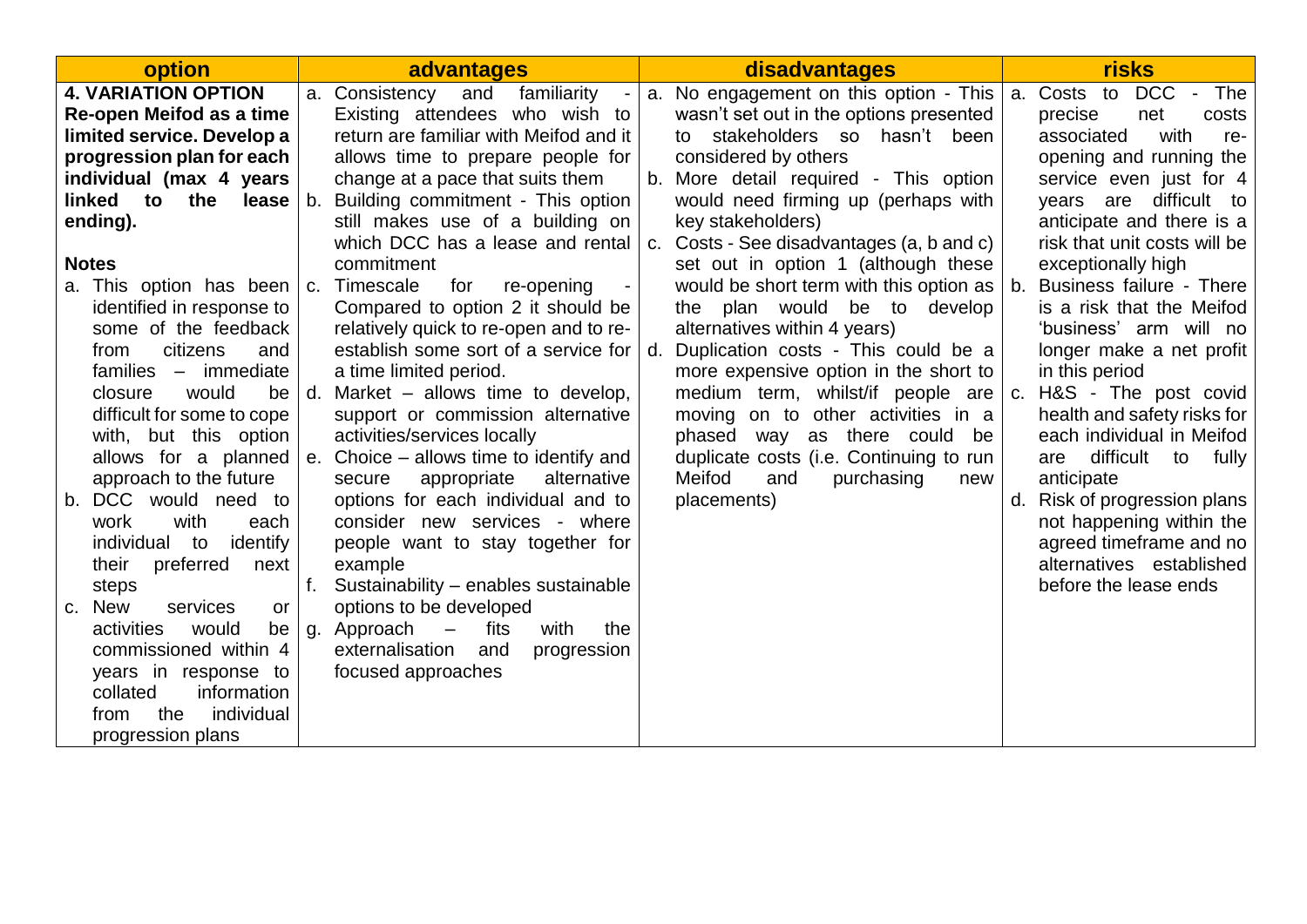| option | advantages | disadvantages | risks |
|---|---|---|---|
| **4. VARIATION OPTION Re-open Meifod as a time limited service. Develop a progression plan for each individual (max 4 years linked to the lease ending).**<br><br>**Notes**<br>a. This option has been identified in response to some of the feedback from citizens and families – immediate closure would be difficult for some to cope with, but this option allows for a planned approach to the future<br>b. DCC would need to work with each individual to identify their preferred next steps<br>c. New services or activities would be commissioned within 4 years in response to collated information from the individual progression plans | a. Consistency and familiarity - Existing attendees who wish to return are familiar with Meifod and it allows time to prepare people for change at a pace that suits them<br>b. Building commitment - This option still makes use of a building on which DCC has a lease and rental commitment<br>c. Timescale for re-opening - Compared to option 2 it should be relatively quick to re-open and to re-establish some sort of a service for a time limited period.<br>d. Market – allows time to develop, support or commission alternative activities/services locally<br>e. Choice – allows time to identify and secure appropriate alternative options for each individual and to consider new services - where people want to stay together for example<br>f. Sustainability – enables sustainable options to be developed<br>g. Approach – fits with the externalisation and progression focused approaches | a. No engagement on this option - This wasn't set out in the options presented to stakeholders so hasn't been considered by others<br>b. More detail required - This option would need firming up (perhaps with key stakeholders)<br>c. Costs - See disadvantages (a, b and c) set out in option 1 (although these would be short term with this option as the plan would be to develop alternatives within 4 years)<br>d. Duplication costs - This could be a more expensive option in the short to medium term, whilst/if people are moving on to other activities in a phased way as there could be duplicate costs (i.e. Continuing to run Meifod and purchasing new placements) | a. Costs to DCC - The precise net costs associated with re-opening and running the service even just for 4 years are difficult to anticipate and there is a risk that unit costs will be exceptionally high<br>b. Business failure - There is a risk that the Meifod 'business' arm will no longer make a net profit in this period<br>c. H&S - The post covid health and safety risks for each individual in Meifod are difficult to fully anticipate<br>d. Risk of progression plans not happening within the agreed timeframe and no alternatives established before the lease ends |